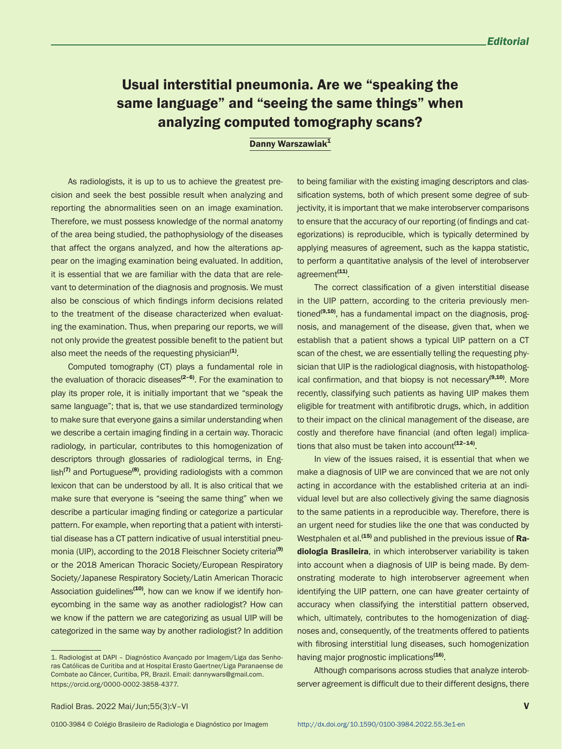Editorial

# Usual interstitial pneumonia. Are we "speaking the same language" and "seeing the same things" when analyzing computed tomography scans?

Danny Warszawiak[1]

As radiologists, it is up to us to achieve the greatest precision and seek the best possible result when analyzing and reporting the abnormalities seen on an image examination. Therefore, we must possess knowledge of the normal anatomy of the area being studied, the pathophysiology of the diseases that affect the organs analyzed, and how the alterations appear on the imaging examination being evaluated. In addition, it is essential that we are familiar with the data that are relevant to determination of the diagnosis and prognosis. We must also be conscious of which findings inform decisions related to the treatment of the disease characterized when evaluating the examination. Thus, when preparing our reports, we will not only provide the greatest possible benefit to the patient but also meet the needs of the requesting physician[1].

Computed tomography (CT) plays a fundamental role in the evaluation of thoracic diseases[2–6]. For the examination to play its proper role, it is initially important that we "speak the same language"; that is, that we use standardized terminology to make sure that everyone gains a similar understanding when we describe a certain imaging finding in a certain way. Thoracic radiology, in particular, contributes to this homogenization of descriptors through glossaries of radiological terms, in English[7] and Portuguese[8], providing radiologists with a common lexicon that can be understood by all. It is also critical that we make sure that everyone is "seeing the same thing" when we describe a particular imaging finding or categorize a particular pattern. For example, when reporting that a patient with interstitial disease has a CT pattern indicative of usual interstitial pneumonia (UIP), according to the 2018 Fleischner Society criteria[9] or the 2018 American Thoracic Society/European Respiratory Society/Japanese Respiratory Society/Latin American Thoracic Association guidelines[10], how can we know if we identify honeycombing in the same way as another radiologist? How can we know if the pattern we are categorizing as usual UIP will be categorized in the same way by another radiologist? In addition to being familiar with the existing imaging descriptors and classification systems, both of which present some degree of subjectivity, it is important that we make interobserver comparisons to ensure that the accuracy of our reporting (of findings and categorizations) is reproducible, which is typically determined by applying measures of agreement, such as the kappa statistic, to perform a quantitative analysis of the level of interobserver agreement[11].

The correct classification of a given interstitial disease in the UIP pattern, according to the criteria previously mentioned[9,10], has a fundamental impact on the diagnosis, prognosis, and management of the disease, given that, when we establish that a patient shows a typical UIP pattern on a CT scan of the chest, we are essentially telling the requesting physician that UIP is the radiological diagnosis, with histopathological confirmation, and that biopsy is not necessary[9,10]. More recently, classifying such patients as having UIP makes them eligible for treatment with antifibrotic drugs, which, in addition to their impact on the clinical management of the disease, are costly and therefore have financial (and often legal) implications that also must be taken into account[12–14].

In view of the issues raised, it is essential that when we make a diagnosis of UIP we are convinced that we are not only acting in accordance with the established criteria at an individual level but are also collectively giving the same diagnosis to the same patients in a reproducible way. Therefore, there is an urgent need for studies like the one that was conducted by Westphalen et al.[15] and published in the previous issue of **Radiologia Brasileira**, in which interobserver variability is taken into account when a diagnosis of UIP is being made. By demonstrating moderate to high interobserver agreement when identifying the UIP pattern, one can have greater certainty of accuracy when classifying the interstitial pattern observed, which, ultimately, contributes to the homogenization of diagnoses and, consequently, of the treatments offered to patients with fibrosing interstitial lung diseases, such homogenization having major prognostic implications[16].

Although comparisons across studies that analyze interobserver agreement is difficult due to their different designs, there

1. Radiologist at DAPI – Diagnóstico Avançado por Imagem/Liga das Senhoras Católicas de Curitiba and at Hospital Erasto Gaertner/Liga Paranaense de Combate ao Câncer, Curitiba, PR, Brazil. Email: dannywars@gmail.com. https://orcid.org/0000-0002-3858-4377.

0100-3984 © Colégio Brasileiro de Radiologia e Diagnóstico por Imagem http://dx.doi.org/10.1590/0100-3984.2022.55.3e1-en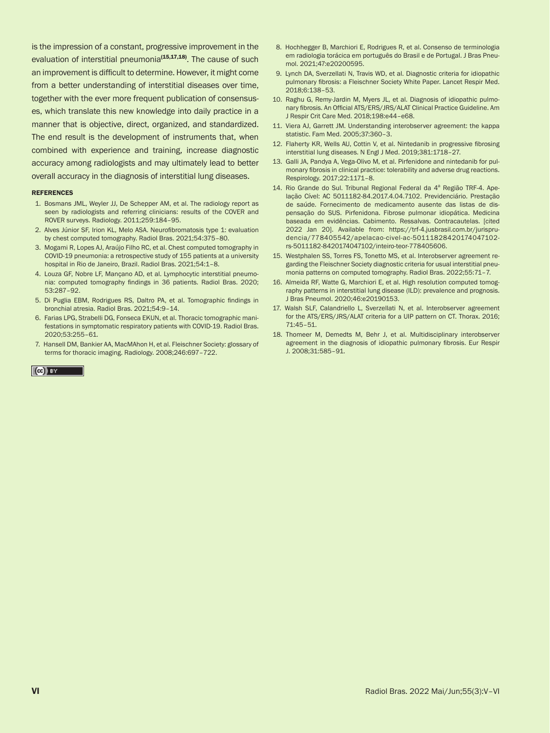is the impression of a constant, progressive improvement in the evaluation of interstitial pneumonia[15,17,18]. The cause of such an improvement is difficult to determine. However, it might come from a better understanding of interstitial diseases over time, together with the ever more frequent publication of consensuses, which translate this new knowledge into daily practice in a manner that is objective, direct, organized, and standardized. The end result is the development of instruments that, when combined with experience and training, increase diagnostic accuracy among radiologists and may ultimately lead to better overall accuracy in the diagnosis of interstitial lung diseases.

## REFERENCES

1. Bosmans JML, Weyler JJ, De Schepper AM, et al. The radiology report as seen by radiologists and referring clinicians: results of the COVER and ROVER surveys. Radiology. 2011;259:184–95.
2. Alves Júnior SF, Irion KL, Melo ASA. Neurofibromatosis type 1: evaluation by chest computed tomography. Radiol Bras. 2021;54:375–80.
3. Mogami R, Lopes AJ, Araújo Filho RC, et al. Chest computed tomography in COVID-19 pneumonia: a retrospective study of 155 patients at a university hospital in Rio de Janeiro, Brazil. Radiol Bras. 2021;54:1–8.
4. Louza GF, Nobre LF, Mançano AD, et al. Lymphocytic interstitial pneumonia: computed tomography findings in 36 patients. Radiol Bras. 2020; 53:287–92.
5. Di Puglia EBM, Rodrigues RS, Daltro PA, et al. Tomographic findings in bronchial atresia. Radiol Bras. 2021;54:9–14.
6. Farias LPG, Strabelli DG, Fonseca EKUN, et al. Thoracic tomographic manifestations in symptomatic respiratory patients with COVID-19. Radiol Bras. 2020;53:255–61.
7. Hansell DM, Bankier AA, MacMAhon H, et al. Fleischner Society: glossary of terms for thoracic imaging. Radiology. 2008;246:697–722.
8. Hochhegger B, Marchiori E, Rodrigues R, et al. Consenso de terminologia em radiologia torácica em português do Brasil e de Portugal. J Bras Pneumol. 2021;47:e20200595.
9. Lynch DA, Sverzellati N, Travis WD, et al. Diagnostic criteria for idiopathic pulmonary fibrosis: a Fleischner Society White Paper. Lancet Respir Med. 2018;6:138–53.
10. Raghu G, Remy-Jardin M, Myers JL, et al. Diagnosis of idiopathic pulmonary fibrosis. An Official ATS/ERS/JRS/ALAT Clinical Practice Guideline. Am J Respir Crit Care Med. 2018;198:e44–e68.
11. Viera AJ, Garrett JM. Understanding interobserver agreement: the kappa statistic. Fam Med. 2005;37:360–3.
12. Flaherty KR, Wells AU, Cottin V, et al. Nintedanib in progressive fibrosing interstitial lung diseases. N Engl J Med. 2019;381:1718–27.
13. Galli JA, Pandya A, Vega-Olivo M, et al. Pirfenidone and nintedanib for pulmonary fibrosis in clinical practice: tolerability and adverse drug reactions. Respirology. 2017;22:1171–8.
14. Rio Grande do Sul. Tribunal Regional Federal da 4ª Região TRF-4. Apelação Cível: AC 5011182-84.2017.4.04.7102. Previdenciário. Prestação de saúde. Fornecimento de medicamento ausente das listas de dispensação do SUS. Pirfenidona. Fibrose pulmonar idiopática. Medicina baseada em evidências. Cabimento. Ressalvas. Contracautelas. [cited 2022 Jan 20]. Available from: https://trf-4.jusbrasil.com.br/jurisprudencia/778405542/apelacao-civel-ac-50111828420174047102-rs-5011182-8420174047102/inteiro-teor-778405606.
15. Westphalen SS, Torres FS, Tonetto MS, et al. Interobserver agreement regarding the Fleischner Society diagnostic criteria for usual interstitial pneumonia patterns on computed tomography. Radiol Bras. 2022;55:71–7.
16. Almeida RF, Watte G, Marchiori E, et al. High resolution computed tomography patterns in interstitial lung disease (ILD): prevalence and prognosis. J Bras Pneumol. 2020;46:e20190153.
17. Walsh SLF, Calandriello L, Sverzellati N, et al. Interobserver agreement for the ATS/ERS/JRS/ALAT criteria for a UIP pattern on CT. Thorax. 2016; 71:45–51.
18. Thomeer M, Demedts M, Behr J, et al. Multidisciplinary interobserver agreement in the diagnosis of idiopathic pulmonary fibrosis. Eur Respir J. 2008;31:585–91.